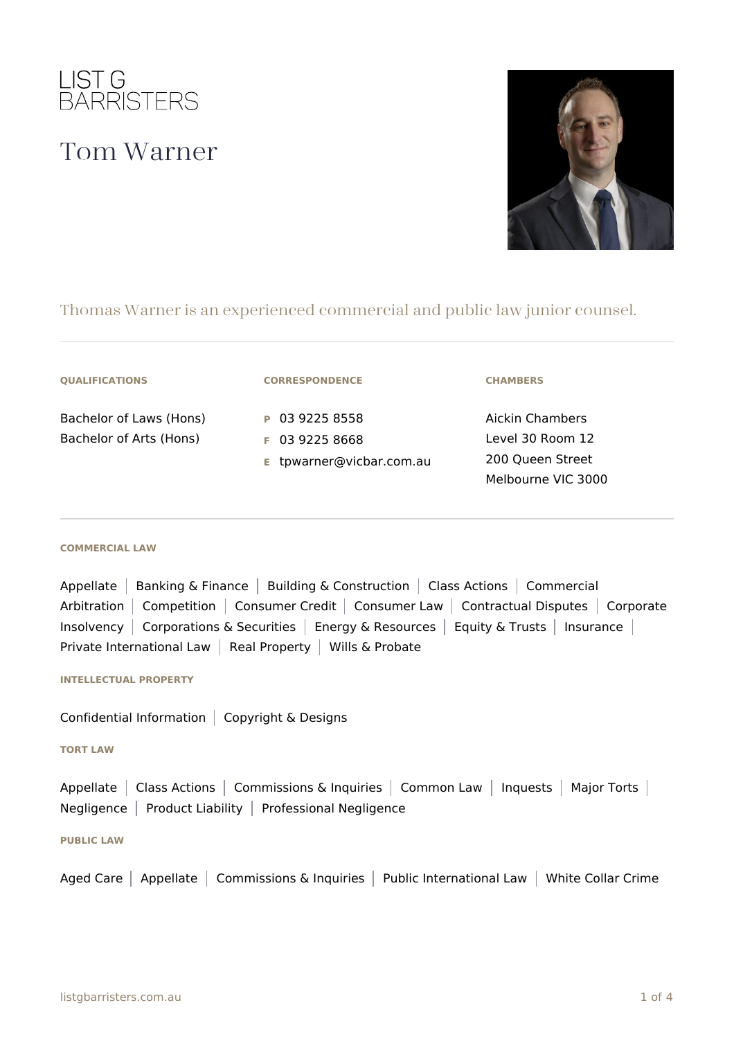LIST G
BARRISTERS

# Tom Warner

Thomas Warner is an experienced commercial and public law junior counsel.

---

#### QUALIFICATIONS

Bachelor of Laws (Hons)
Bachelor of Arts (Hons)

#### CORRESPONDENCE

**P** 03 9225 8558
**F** 03 9225 8668
**E** tpwarner@vicbar.com.au

#### CHAMBERS

Aickin Chambers
Level 30 Room 12
200 Queen Street
Melbourne VIC 3000

---

#### COMMERCIAL LAW

Appellate | Banking & Finance | Building & Construction | Class Actions | Commercial Arbitration | Competition | Consumer Credit | Consumer Law | Contractual Disputes | Corporate Insolvency | Corporations & Securities | Energy & Resources | Equity & Trusts | Insurance | Private International Law | Real Property | Wills & Probate

#### INTELLECTUAL PROPERTY

Confidential Information | Copyright & Designs

#### TORT LAW

Appellate | Class Actions | Commissions & Inquiries | Common Law | Inquests | Major Torts | Negligence | Product Liability | Professional Negligence

#### PUBLIC LAW

Aged Care | Appellate | Commissions & Inquiries | Public International Law | White Collar Crime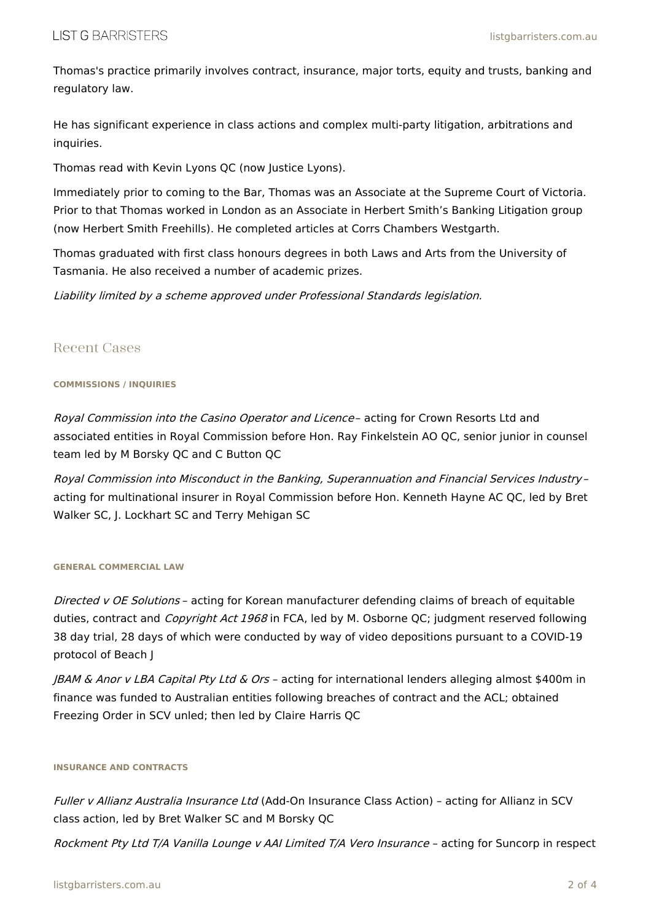Thomas's practice primarily involves contract, insurance, major torts, equity and trusts, banking and regulatory law.

He has significant experience in class actions and complex multi-party litigation, arbitrations and inquiries.

Thomas read with Kevin Lyons QC (now Justice Lyons).

Immediately prior to coming to the Bar, Thomas was an Associate at the Supreme Court of Victoria. Prior to that Thomas worked in London as an Associate in Herbert Smith's Banking Litigation group (now Herbert Smith Freehills). He completed articles at Corrs Chambers Westgarth.

Thomas graduated with first class honours degrees in both Laws and Arts from the University of Tasmania. He also received a number of academic prizes.

*Liability limited by a scheme approved under Professional Standards legislation.*

## Recent Cases

#### COMMISSIONS / INQUIRIES

*Royal Commission into the Casino Operator and Licence* – acting for Crown Resorts Ltd and associated entities in Royal Commission before Hon. Ray Finkelstein AO QC, senior junior in counsel team led by M Borsky QC and C Button QC

*Royal Commission into Misconduct in the Banking, Superannuation and Financial Services Industry* – acting for multinational insurer in Royal Commission before Hon. Kenneth Hayne AC QC, led by Bret Walker SC, J. Lockhart SC and Terry Mehigan SC

#### GENERAL COMMERCIAL LAW

*Directed v OE Solutions* – acting for Korean manufacturer defending claims of breach of equitable duties, contract and *Copyright Act 1968* in FCA, led by M. Osborne QC; judgment reserved following 38 day trial, 28 days of which were conducted by way of video depositions pursuant to a COVID-19 protocol of Beach J

*JBAM & Anor v LBA Capital Pty Ltd & Ors* – acting for international lenders alleging almost $400m in finance was funded to Australian entities following breaches of contract and the ACL; obtained Freezing Order in SCV unled; then led by Claire Harris QC

#### INSURANCE AND CONTRACTS

*Fuller v Allianz Australia Insurance Ltd* (Add-On Insurance Class Action) – acting for Allianz in SCV class action, led by Bret Walker SC and M Borsky QC

*Rockment Pty Ltd T/A Vanilla Lounge v AAI Limited T/A Vero Insurance* – acting for Suncorp in respect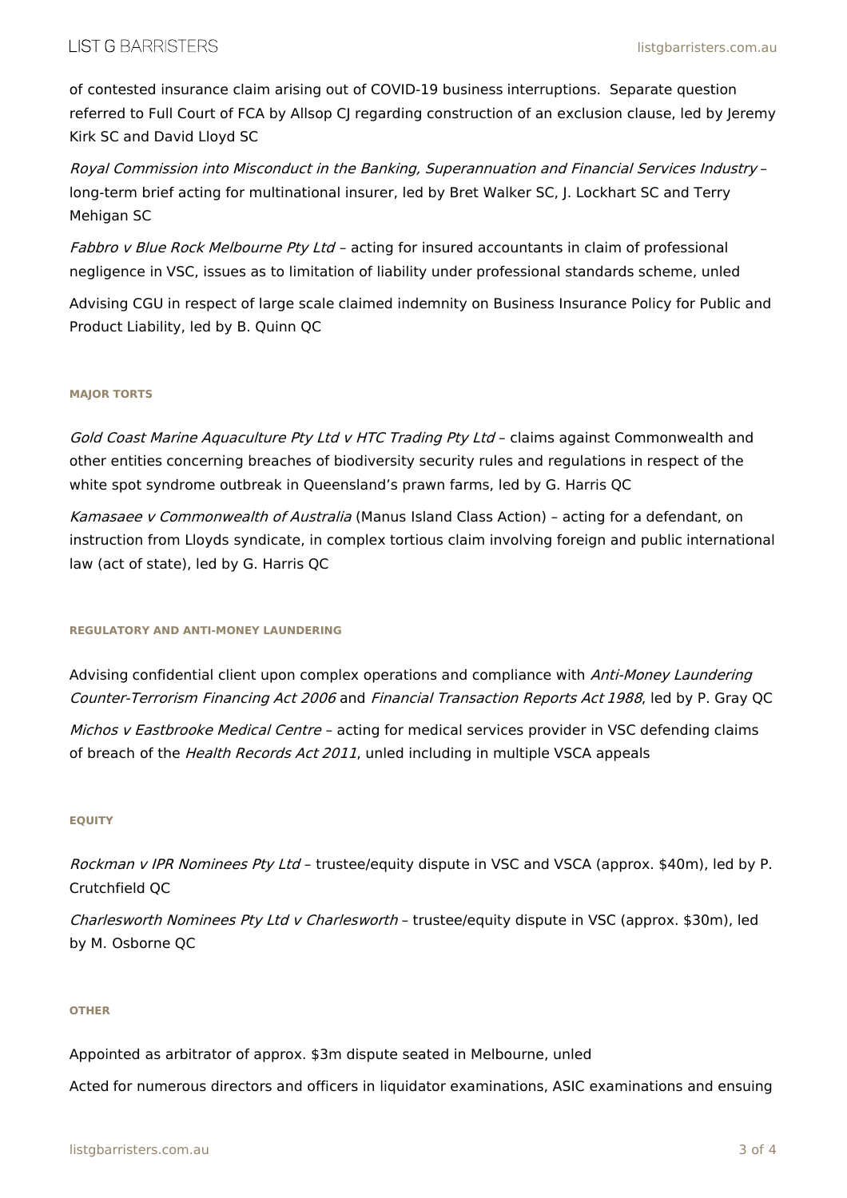of contested insurance claim arising out of COVID-19 business interruptions.  Separate question referred to Full Court of FCA by Allsop CJ regarding construction of an exclusion clause, led by Jeremy Kirk SC and David Lloyd SC

*Royal Commission into Misconduct in the Banking, Superannuation and Financial Services Industry* – long-term brief acting for multinational insurer, led by Bret Walker SC, J. Lockhart SC and Terry Mehigan SC

*Fabbro v Blue Rock Melbourne Pty Ltd* – acting for insured accountants in claim of professional negligence in VSC, issues as to limitation of liability under professional standards scheme, unled

Advising CGU in respect of large scale claimed indemnity on Business Insurance Policy for Public and Product Liability, led by B. Quinn QC

#### MAJOR TORTS

*Gold Coast Marine Aquaculture Pty Ltd v HTC Trading Pty Ltd* – claims against Commonwealth and other entities concerning breaches of biodiversity security rules and regulations in respect of the white spot syndrome outbreak in Queensland's prawn farms, led by G. Harris QC

*Kamasaee v Commonwealth of Australia* (Manus Island Class Action) – acting for a defendant, on instruction from Lloyds syndicate, in complex tortious claim involving foreign and public international law (act of state), led by G. Harris QC

#### REGULATORY AND ANTI-MONEY LAUNDERING

Advising confidential client upon complex operations and compliance with *Anti-Money Laundering Counter-Terrorism Financing Act 2006* and *Financial Transaction Reports Act 1988*, led by P. Gray QC

*Michos v Eastbrooke Medical Centre* – acting for medical services provider in VSC defending claims of breach of the *Health Records Act 2011*, unled including in multiple VSCA appeals

#### EQUITY

*Rockman v IPR Nominees Pty Ltd* – trustee/equity dispute in VSC and VSCA (approx. $40m), led by P. Crutchfield QC

*Charlesworth Nominees Pty Ltd v Charlesworth* – trustee/equity dispute in VSC (approx. $30m), led by M. Osborne QC

#### OTHER

Appointed as arbitrator of approx. $3m dispute seated in Melbourne, unled

Acted for numerous directors and officers in liquidator examinations, ASIC examinations and ensuing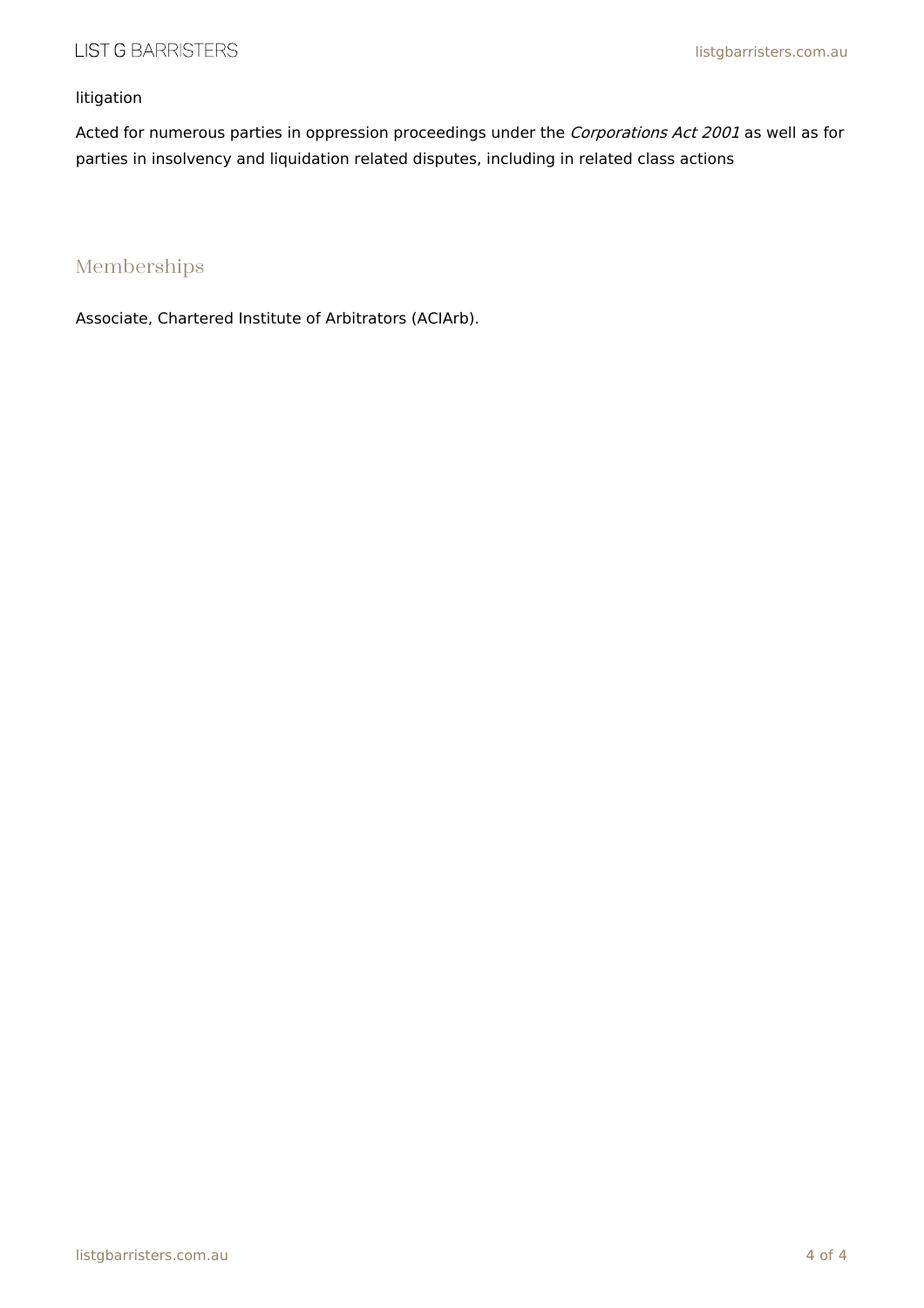litigation

Acted for numerous parties in oppression proceedings under the *Corporations Act 2001* as well as for parties in insolvency and liquidation related disputes, including in related class actions

## Memberships

Associate, Chartered Institute of Arbitrators (ACIArb).